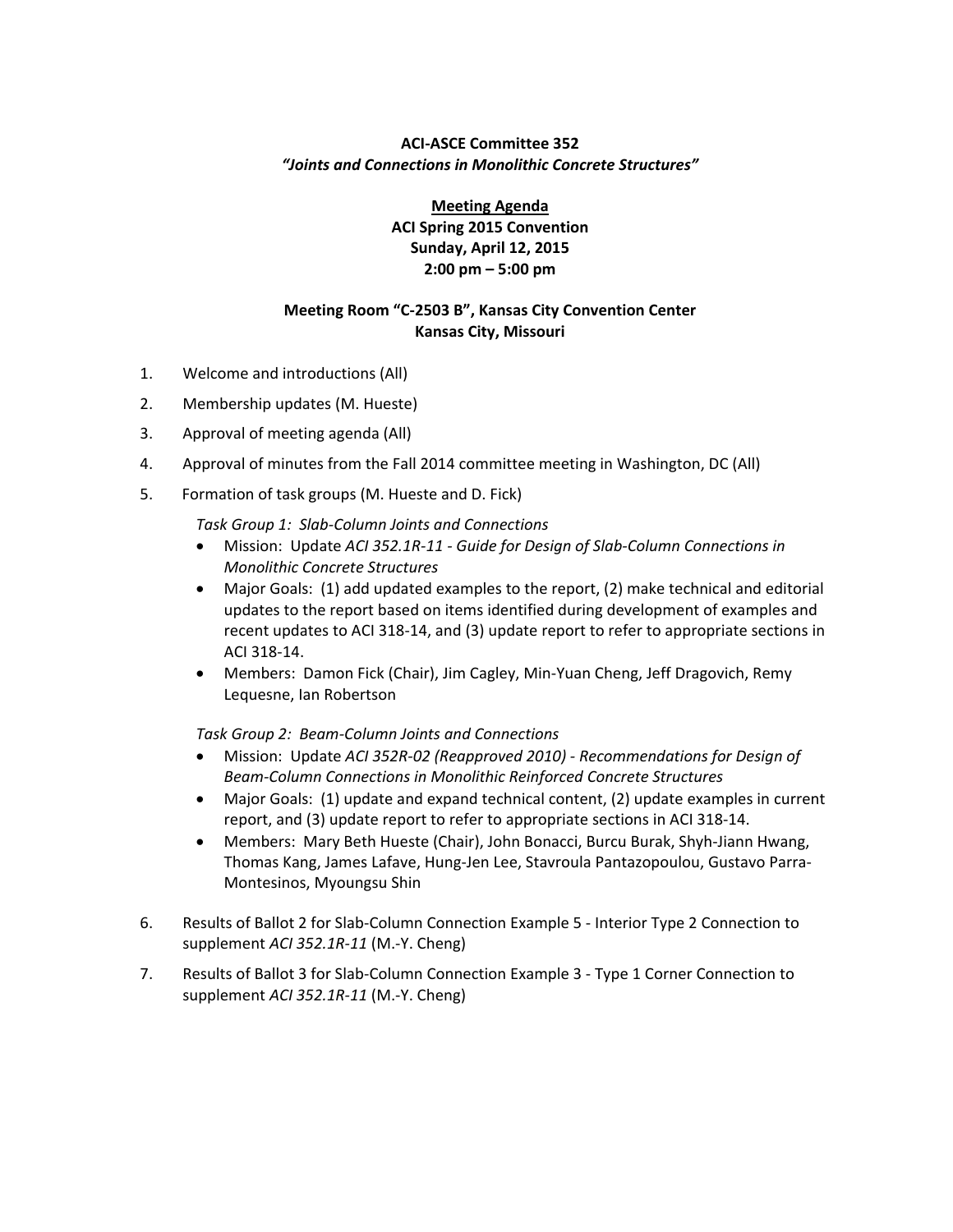**ACI-ASCE Committee 352**
***"Joints and Connections in Monolithic Concrete Structures"***

**Meeting Agenda**
**ACI Spring 2015 Convention**
**Sunday, April 12, 2015**
**2:00 pm – 5:00 pm**

**Meeting Room "C-2503 B", Kansas City Convention Center**
**Kansas City, Missouri**

1. Welcome and introductions (All)
2. Membership updates (M. Hueste)
3. Approval of meeting agenda (All)
4. Approval of minutes from the Fall 2014 committee meeting in Washington, DC (All)
5. Formation of task groups (M. Hueste and D. Fick)

   *Task Group 1: Slab-Column Joints and Connections*
   - Mission: Update *ACI 352.1R-11 - Guide for Design of Slab-Column Connections in Monolithic Concrete Structures*
   - Major Goals: (1) add updated examples to the report, (2) make technical and editorial updates to the report based on items identified during development of examples and recent updates to ACI 318-14, and (3) update report to refer to appropriate sections in ACI 318-14.
   - Members: Damon Fick (Chair), Jim Cagley, Min-Yuan Cheng, Jeff Dragovich, Remy Lequesne, Ian Robertson

   *Task Group 2: Beam-Column Joints and Connections*
   - Mission: Update *ACI 352R-02 (Reapproved 2010) - Recommendations for Design of Beam-Column Connections in Monolithic Reinforced Concrete Structures*
   - Major Goals: (1) update and expand technical content, (2) update examples in current report, and (3) update report to refer to appropriate sections in ACI 318-14.
   - Members: Mary Beth Hueste (Chair), John Bonacci, Burcu Burak, Shyh-Jiann Hwang, Thomas Kang, James Lafave, Hung-Jen Lee, Stavroula Pantazopoulou, Gustavo Parra-Montesinos, Myoungsu Shin

6. Results of Ballot 2 for Slab-Column Connection Example 5 - Interior Type 2 Connection to supplement *ACI 352.1R-11* (M.-Y. Cheng)
7. Results of Ballot 3 for Slab-Column Connection Example 3 - Type 1 Corner Connection to supplement *ACI 352.1R-11* (M.-Y. Cheng)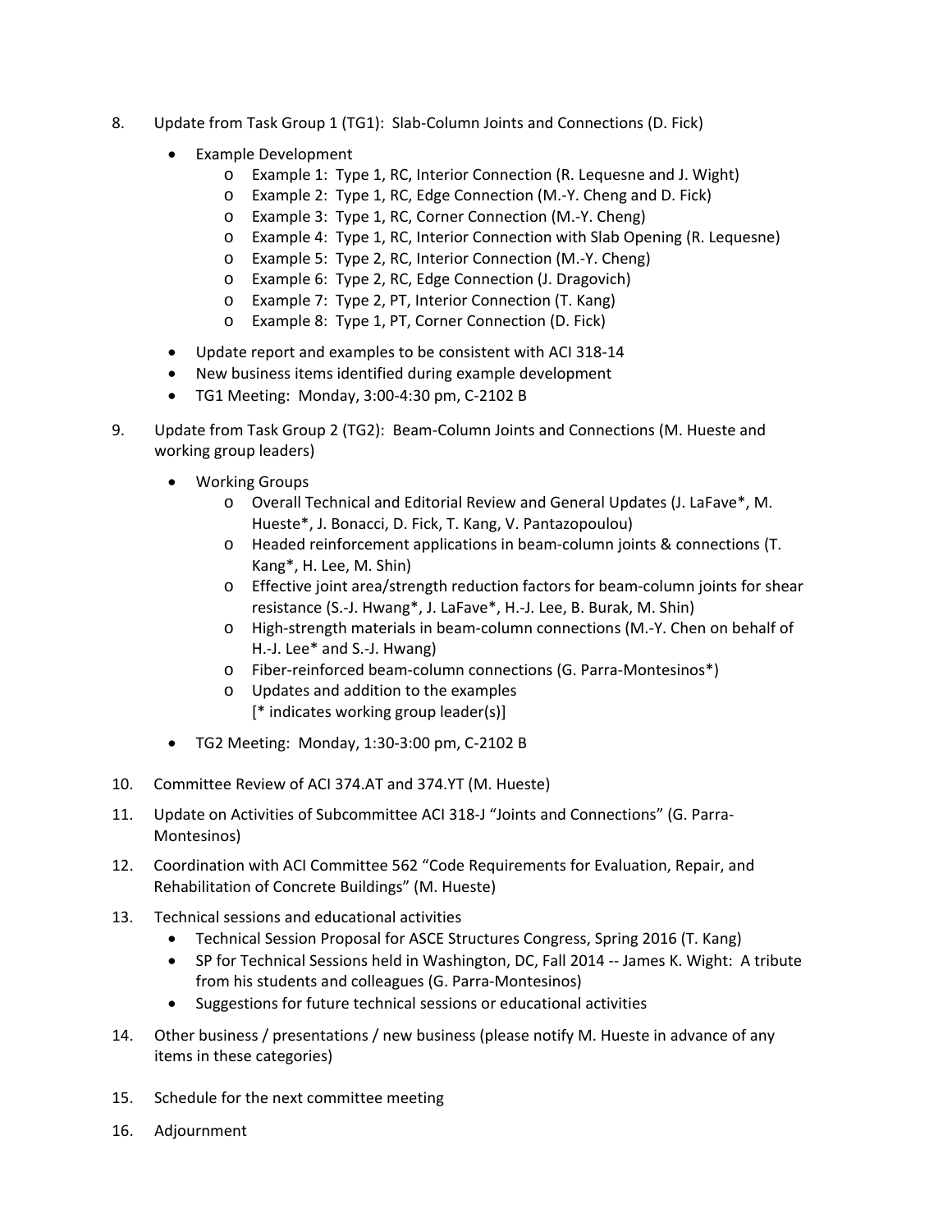8. Update from Task Group 1 (TG1): Slab-Column Joints and Connections (D. Fick)

   - Example Development
     - Example 1: Type 1, RC, Interior Connection (R. Lequesne and J. Wight)
     - Example 2: Type 1, RC, Edge Connection (M.-Y. Cheng and D. Fick)
     - Example 3: Type 1, RC, Corner Connection (M.-Y. Cheng)
     - Example 4: Type 1, RC, Interior Connection with Slab Opening (R. Lequesne)
     - Example 5: Type 2, RC, Interior Connection (M.-Y. Cheng)
     - Example 6: Type 2, RC, Edge Connection (J. Dragovich)
     - Example 7: Type 2, PT, Interior Connection (T. Kang)
     - Example 8: Type 1, PT, Corner Connection (D. Fick)
   - Update report and examples to be consistent with ACI 318-14
   - New business items identified during example development
   - TG1 Meeting: Monday, 3:00-4:30 pm, C-2102 B

9. Update from Task Group 2 (TG2): Beam-Column Joints and Connections (M. Hueste and working group leaders)

   - Working Groups
     - Overall Technical and Editorial Review and General Updates (J. LaFave*, M. Hueste*, J. Bonacci, D. Fick, T. Kang, V. Pantazopoulou)
     - Headed reinforcement applications in beam-column joints & connections (T. Kang*, H. Lee, M. Shin)
     - Effective joint area/strength reduction factors for beam-column joints for shear resistance (S.-J. Hwang*, J. LaFave*, H.-J. Lee, B. Burak, M. Shin)
     - High-strength materials in beam-column connections (M.-Y. Chen on behalf of H.-J. Lee* and S.-J. Hwang)
     - Fiber-reinforced beam-column connections (G. Parra-Montesinos*)
     - Updates and addition to the examples
       [* indicates working group leader(s)]
   - TG2 Meeting: Monday, 1:30-3:00 pm, C-2102 B

10. Committee Review of ACI 374.AT and 374.YT (M. Hueste)

11. Update on Activities of Subcommittee ACI 318-J "Joints and Connections" (G. Parra-Montesinos)

12. Coordination with ACI Committee 562 "Code Requirements for Evaluation, Repair, and Rehabilitation of Concrete Buildings" (M. Hueste)

13. Technical sessions and educational activities
    - Technical Session Proposal for ASCE Structures Congress, Spring 2016 (T. Kang)
    - SP for Technical Sessions held in Washington, DC, Fall 2014 -- James K. Wight: A tribute from his students and colleagues (G. Parra-Montesinos)
    - Suggestions for future technical sessions or educational activities

14. Other business / presentations / new business (please notify M. Hueste in advance of any items in these categories)

15. Schedule for the next committee meeting

16. Adjournment